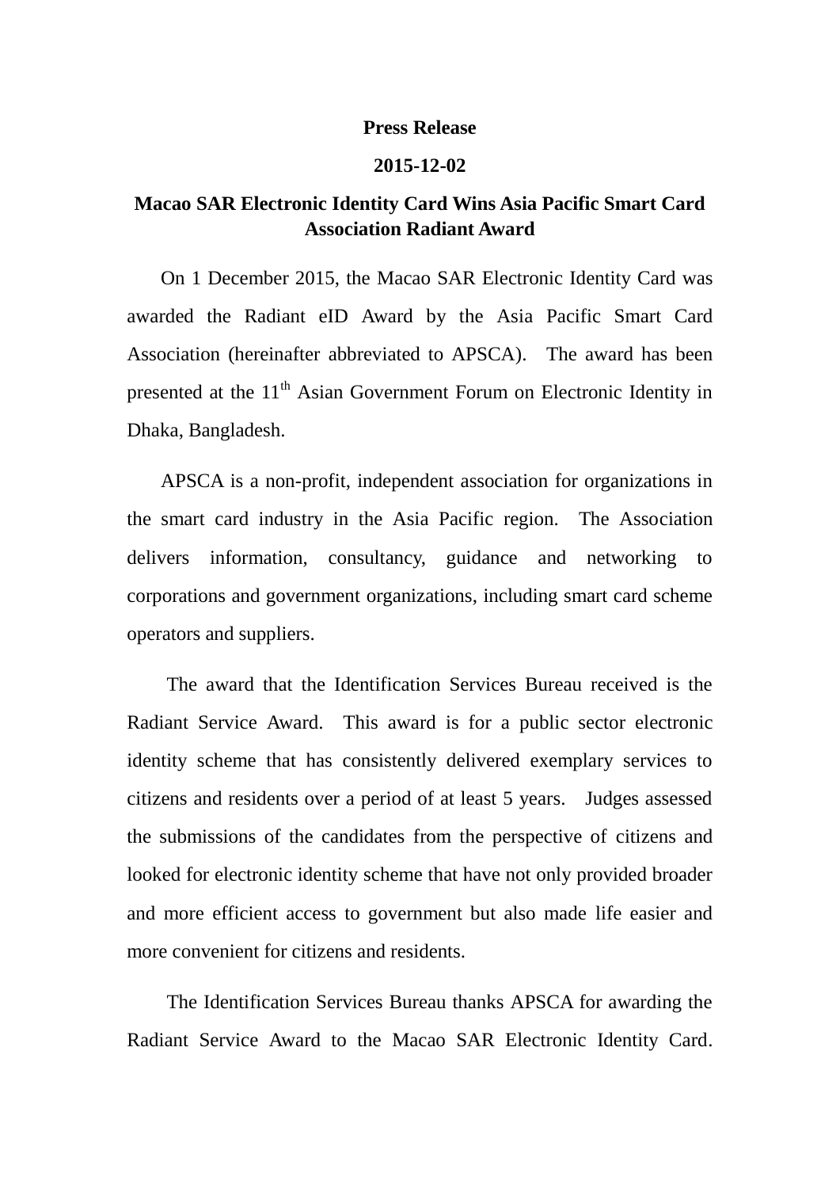**Press Release**

**2015-12-02**

# Macao SAR Electronic Identity Card Wins Asia Pacific Smart Card Association Radiant Award

On 1 December 2015, the Macao SAR Electronic Identity Card was awarded the Radiant eID Award by the Asia Pacific Smart Card Association (hereinafter abbreviated to APSCA). The award has been presented at the 11th Asian Government Forum on Electronic Identity in Dhaka, Bangladesh.

APSCA is a non-profit, independent association for organizations in the smart card industry in the Asia Pacific region. The Association delivers information, consultancy, guidance and networking to corporations and government organizations, including smart card scheme operators and suppliers.

The award that the Identification Services Bureau received is the Radiant Service Award. This award is for a public sector electronic identity scheme that has consistently delivered exemplary services to citizens and residents over a period of at least 5 years. Judges assessed the submissions of the candidates from the perspective of citizens and looked for electronic identity scheme that have not only provided broader and more efficient access to government but also made life easier and more convenient for citizens and residents.

The Identification Services Bureau thanks APSCA for awarding the Radiant Service Award to the Macao SAR Electronic Identity Card.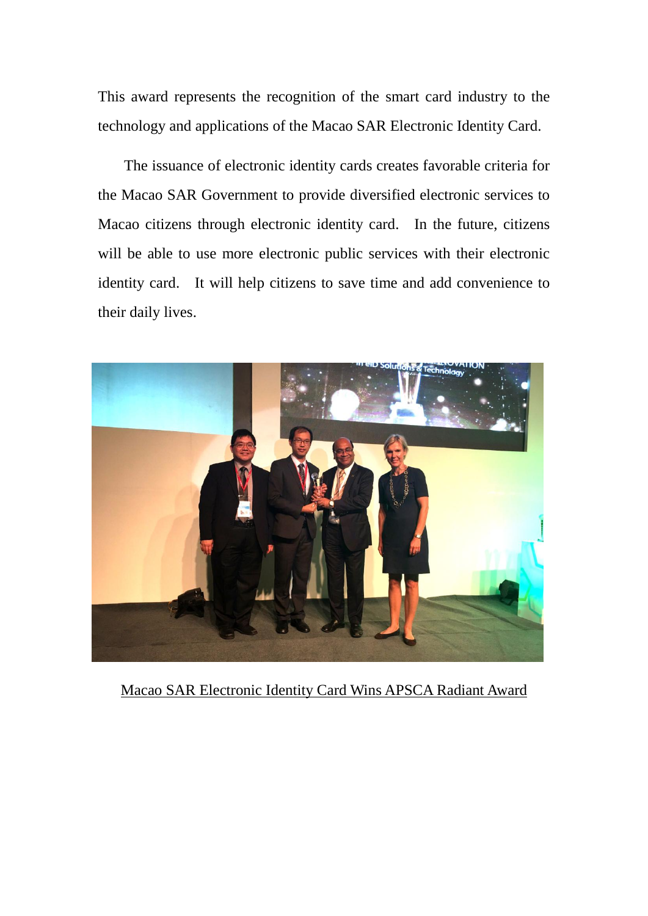This award represents the recognition of the smart card industry to the technology and applications of the Macao SAR Electronic Identity Card.

The issuance of electronic identity cards creates favorable criteria for the Macao SAR Government to provide diversified electronic services to Macao citizens through electronic identity card. In the future, citizens will be able to use more electronic public services with their electronic identity card. It will help citizens to save time and add convenience to their daily lives.

Macao SAR Electronic Identity Card Wins APSCA Radiant Award